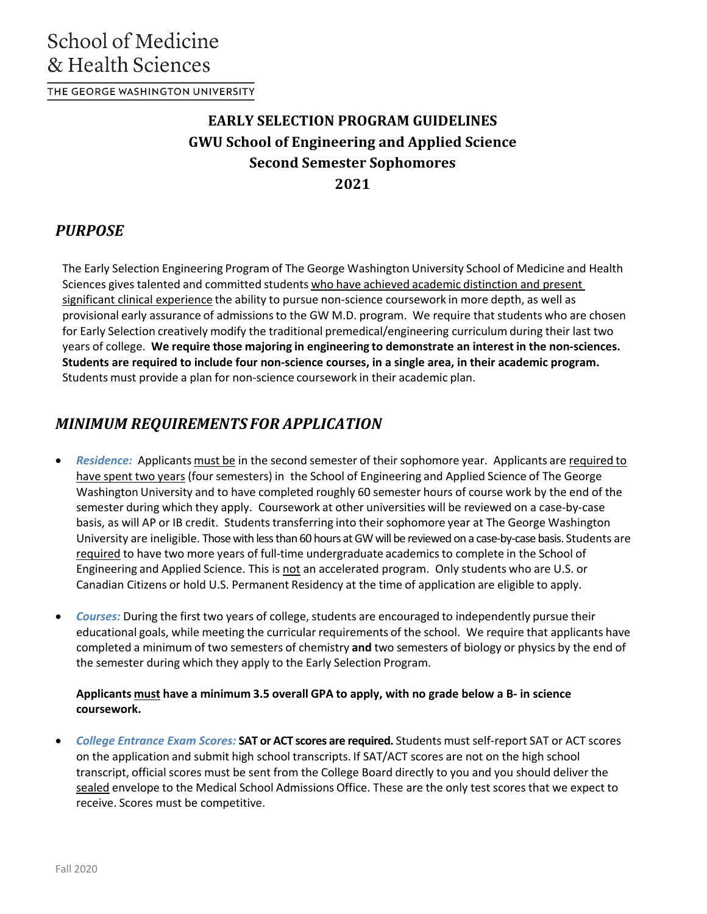School of Medicine
& Health Sciences

THE GEORGE WASHINGTON UNIVERSITY

# EARLY SELECTION PROGRAM GUIDELINES
# GWU School of Engineering and Applied Science
# Second Semester Sophomores
# 2021

## *PURPOSE*

The Early Selection Engineering Program of The George Washington University School of Medicine and Health Sciences gives talented and committed students who have achieved academic distinction and present significant clinical experience the ability to pursue non-science coursework in more depth, as well as provisional early assurance of admissions to the GW M.D. program. We require that students who are chosen for Early Selection creatively modify the traditional premedical/engineering curriculum during their last two years of college. **We require those majoring in engineering to demonstrate an interest in the non-sciences. Students are required to include four non-science courses, in a single area, in their academic program.** Students must provide a plan for non-science coursework in their academic plan.

## *MINIMUM REQUIREMENTS FOR APPLICATION*

- ***Residence:*** Applicants must be in the second semester of their sophomore year. Applicants are required to have spent two years (four semesters) in the School of Engineering and Applied Science of The George Washington University and to have completed roughly 60 semester hours of course work by the end of the semester during which they apply. Coursework at other universities will be reviewed on a case-by-case basis, as will AP or IB credit. Students transferring into their sophomore year at The George Washington University are ineligible. Those with less than 60 hours at GW will be reviewed on a case-by-case basis. Students are required to have two more years of full-time undergraduate academics to complete in the School of Engineering and Applied Science. This is not an accelerated program. Only students who are U.S. or Canadian Citizens or hold U.S. Permanent Residency at the time of application are eligible to apply.

- ***Courses:*** During the first two years of college, students are encouraged to independently pursue their educational goals, while meeting the curricular requirements of the school. We require that applicants have completed a minimum of two semesters of chemistry **and** two semesters of biology or physics by the end of the semester during which they apply to the Early Selection Program.

  **Applicants must have a minimum 3.5 overall GPA to apply, with no grade below a B- in science coursework.**

- ***College Entrance Exam Scores:*** **SAT or ACT scores are required.** Students must self-report SAT or ACT scores on the application and submit high school transcripts. If SAT/ACT scores are not on the high school transcript, official scores must be sent from the College Board directly to you and you should deliver the sealed envelope to the Medical School Admissions Office. These are the only test scores that we expect to receive. Scores must be competitive.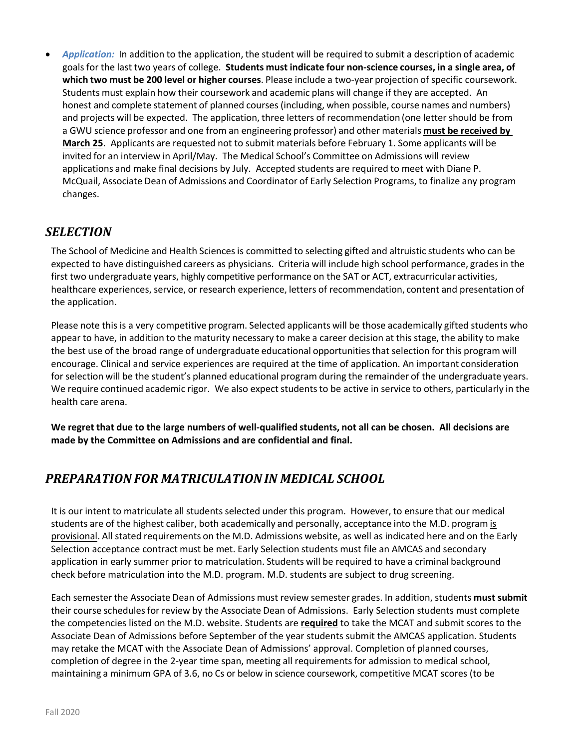- ***Application:*** In addition to the application, the student will be required to submit a description of academic goals for the last two years of college. **Students must indicate four non-science courses, in a single area, of which two must be 200 level or higher courses**. Please include a two-year projection of specific coursework. Students must explain how their coursework and academic plans will change if they are accepted. An honest and complete statement of planned courses (including, when possible, course names and numbers) and projects will be expected. The application, three letters of recommendation (one letter should be from a GWU science professor and one from an engineering professor) and other materials **<u>must be received by March 25</u>**. Applicants are requested not to submit materials before February 1. Some applicants will be invited for an interview in April/May. The Medical School's Committee on Admissions will review applications and make final decisions by July. Accepted students are required to meet with Diane P. McQuail, Associate Dean of Admissions and Coordinator of Early Selection Programs, to finalize any program changes.

## *SELECTION*

The School of Medicine and Health Sciences is committed to selecting gifted and altruistic students who can be expected to have distinguished careers as physicians. Criteria will include high school performance, grades in the first two undergraduate years, highly competitive performance on the SAT or ACT, extracurricular activities, healthcare experiences, service, or research experience, letters of recommendation, content and presentation of the application.

Please note this is a very competitive program. Selected applicants will be those academically gifted students who appear to have, in addition to the maturity necessary to make a career decision at this stage, the ability to make the best use of the broad range of undergraduate educational opportunities that selection for this program will encourage. Clinical and service experiences are required at the time of application. An important consideration for selection will be the student's planned educational program during the remainder of the undergraduate years. We require continued academic rigor. We also expect students to be active in service to others, particularly in the health care arena.

**We regret that due to the large numbers of well-qualified students, not all can be chosen. All decisions are made by the Committee on Admissions and are confidential and final.**

## *PREPARATION FOR MATRICULATION IN MEDICAL SCHOOL*

It is our intent to matriculate all students selected under this program. However, to ensure that our medical students are of the highest caliber, both academically and personally, acceptance into the M.D. program <u>is provisional</u>. All stated requirements on the M.D. Admissions website, as well as indicated here and on the Early Selection acceptance contract must be met. Early Selection students must file an AMCAS and secondary application in early summer prior to matriculation. Students will be required to have a criminal background check before matriculation into the M.D. program. M.D. students are subject to drug screening.

Each semester the Associate Dean of Admissions must review semester grades. In addition, students **must submit** their course schedules for review by the Associate Dean of Admissions. Early Selection students must complete the competencies listed on the M.D. website. Students are **<u>required</u>** to take the MCAT and submit scores to the Associate Dean of Admissions before September of the year students submit the AMCAS application. Students may retake the MCAT with the Associate Dean of Admissions' approval. Completion of planned courses, completion of degree in the 2-year time span, meeting all requirements for admission to medical school, maintaining a minimum GPA of 3.6, no Cs or below in science coursework, competitive MCAT scores (to be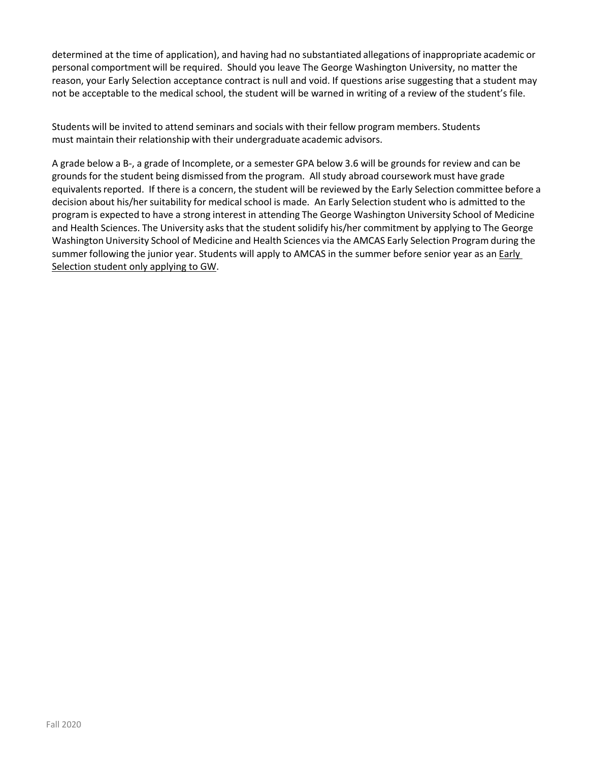determined at the time of application), and having had no substantiated allegations of inappropriate academic or personal comportment will be required. Should you leave The George Washington University, no matter the reason, your Early Selection acceptance contract is null and void. If questions arise suggesting that a student may not be acceptable to the medical school, the student will be warned in writing of a review of the student's file.

Students will be invited to attend seminars and socials with their fellow program members. Students must maintain their relationship with their undergraduate academic advisors.

A grade below a B-, a grade of Incomplete, or a semester GPA below 3.6 will be grounds for review and can be grounds for the student being dismissed from the program. All study abroad coursework must have grade equivalents reported. If there is a concern, the student will be reviewed by the Early Selection committee before a decision about his/her suitability for medical school is made. An Early Selection student who is admitted to the program is expected to have a strong interest in attending The George Washington University School of Medicine and Health Sciences. The University asks that the student solidify his/her commitment by applying to The George Washington University School of Medicine and Health Sciences via the AMCAS Early Selection Program during the summer following the junior year. Students will apply to AMCAS in the summer before senior year as an <u>Early Selection student only applying to GW</u>.